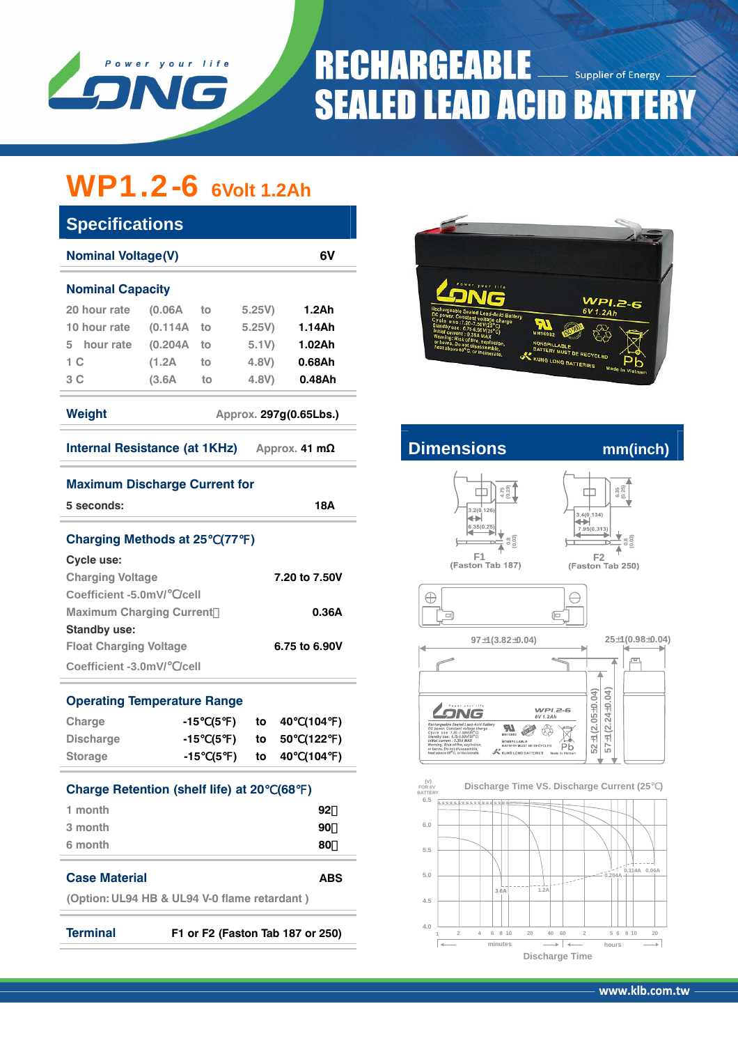Power your life

LONG

# RECHARGEABLE SEALED LEAD ACID BATTERY

Supplier of Energy

## WP1.2-6 6Volt 1.2Ah

### Specifications

| Nominal Voltage(V) | | | | 6V |
|---|---|---|---|---|
| **Nominal Capacity** | | | | |
| 20 hour rate | (0.06A | to | 5.25V) | 1.2Ah |
| 10 hour rate | (0.114A | to | 5.25V) | 1.14Ah |
| 5 hour rate | (0.204A | to | 5.1V) | 1.02Ah |
| 1 C | (1.2A | to | 4.8V) | 0.68Ah |
| 3 C | (3.6A | to | 4.8V) | 0.48Ah |

**Weight** Approx. 297g(0.65Lbs.)

**Internal Resistance (at 1KHz)** Approx. 41 mΩ

**Maximum Discharge Current for**

5 seconds: 18A

**Charging Methods at 25℃(77℉)**

**Cycle use:**

| | |
|---|---|
| Charging Voltage | 7.20 to 7.50V |
| Coefficient -5.0mV/℃/cell | |
| Maximum Charging Current | 0.36A |

**Standby use:**

| | |
|---|---|
| Float Charging Voltage | 6.75 to 6.90V |
| Coefficient -3.0mV/℃/cell | |

**Operating Temperature Range**

| | | | |
|---|---|---|---|
| Charge | -15℃(5℉) | to | 40℃(104℉) |
| Discharge | -15℃(5℉) | to | 50℃(122℉) |
| Storage | -15℃(5℉) | to | 40℃(104℉) |

**Charge Retention (shelf life) at 20℃(68℉)**

| | |
|---|---|
| 1 month | 92% |
| 3 month | 90% |
| 6 month | 80% |

**Case Material** ABS

(Option: UL94 HB & UL94 V-0 flame retardant )

**Terminal** F1 or F2 (Faston Tab 187 or 250)

### Dimensions mm(inch)

F1 (Faston Tab 187): 3.2(0.126), 6.35(0.25), 4.75(0.19), 0.8(0.03)

F2 (Faston Tab 250): 3.4(0.134), 7.95(0.313), 6.35(0.25), 0.8(0.03)

97±1(3.82±0.04)

25±1(0.98±0.04)

52±1(2.05±0.04)

57±1(2.24±0.04)

Discharge Time VS. Discharge Current (25℃)

Discharge Time

www.klb.com.tw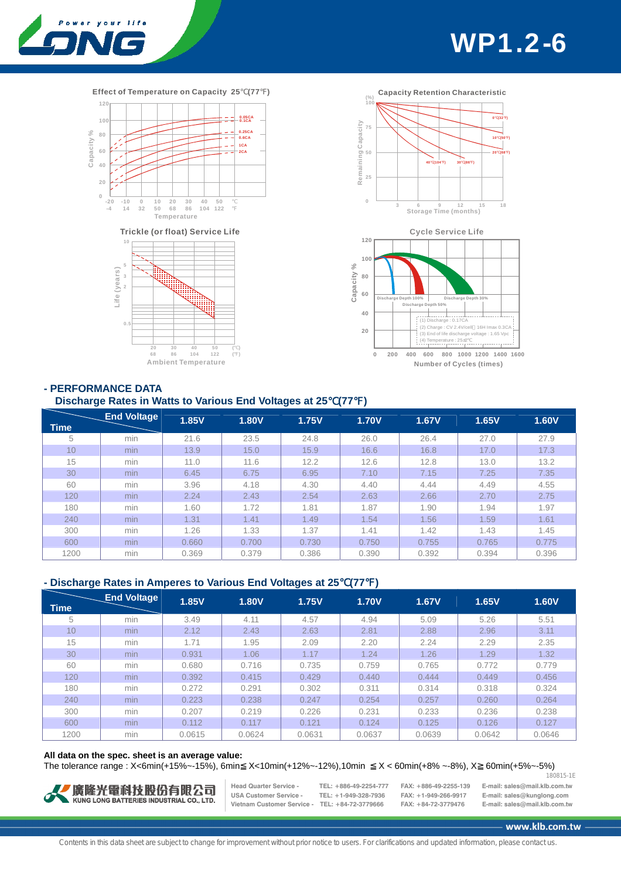# WP1.2-6

Effect of Temperature on Capacity 25℃(77℉)

Capacity %

120
100
80
60
40
20
0

0.05CA
0.1CA
0.25CA
0.6CA
1CA
2CA

-20 -10 0 10 20 30 40 50 ℃
-4 14 32 50 68 86 104 122 ℉

Temperature

Capacity Retention Characteristic

(%)
100
75
50
25
0

Remaining Capacity

0℃(32℉)
10℃(50℉)
20℃(68℉)
40℃(104℉)
30℃(86℉)

3 6 9 12 15 18

Storage Time (months)

Trickle (or float) Service Life

Life (years)

10
5
3
2
0.5

20 30 40 50 (℃)
68 86 104 122 (℉)

Ambient Temperature

Cycle Service Life

Capacity %

120
100
80
60
40
20

Discharge Depth 100%
Discharge Depth 50%
Discharge Depth 30%

(1) Discharge : 0.17CA
(2) Charge : CV 2.4V/cell, 16H Imax 0.3CA
(3) End of life discharge voltage : 1.65 Vpc
(4) Temperature : 25±2℃

0 200 400 600 800 1000 1200 1400 1600

Number of Cycles (times)

## - PERFORMANCE DATA

### Discharge Rates in Watts to Various End Voltages at 25℃(77℉)

| Time | End Voltage | 1.85V | 1.80V | 1.75V | 1.70V | 1.67V | 1.65V | 1.60V |
|---|---|---|---|---|---|---|---|---|
| 5 | min | 21.6 | 23.5 | 24.8 | 26.0 | 26.4 | 27.0 | 27.9 |
| 10 | min | 13.9 | 15.0 | 15.9 | 16.6 | 16.8 | 17.0 | 17.3 |
| 15 | min | 11.0 | 11.6 | 12.2 | 12.6 | 12.8 | 13.0 | 13.2 |
| 30 | min | 6.45 | 6.75 | 6.95 | 7.10 | 7.15 | 7.25 | 7.35 |
| 60 | min | 3.96 | 4.18 | 4.30 | 4.40 | 4.44 | 4.49 | 4.55 |
| 120 | min | 2.24 | 2.43 | 2.54 | 2.63 | 2.66 | 2.70 | 2.75 |
| 180 | min | 1.60 | 1.72 | 1.81 | 1.87 | 1.90 | 1.94 | 1.97 |
| 240 | min | 1.31 | 1.41 | 1.49 | 1.54 | 1.56 | 1.59 | 1.61 |
| 300 | min | 1.26 | 1.33 | 1.37 | 1.41 | 1.42 | 1.43 | 1.45 |
| 600 | min | 0.660 | 0.700 | 0.730 | 0.750 | 0.755 | 0.765 | 0.775 |
| 1200 | min | 0.369 | 0.379 | 0.386 | 0.390 | 0.392 | 0.394 | 0.396 |

### - Discharge Rates in Amperes to Various End Voltages at 25℃(77℉)

| Time | End Voltage | 1.85V | 1.80V | 1.75V | 1.70V | 1.67V | 1.65V | 1.60V |
|---|---|---|---|---|---|---|---|---|
| 5 | min | 3.49 | 4.11 | 4.57 | 4.94 | 5.09 | 5.26 | 5.51 |
| 10 | min | 2.12 | 2.43 | 2.63 | 2.81 | 2.88 | 2.96 | 3.11 |
| 15 | min | 1.71 | 1.95 | 2.09 | 2.20 | 2.24 | 2.29 | 2.35 |
| 30 | min | 0.931 | 1.06 | 1.17 | 1.24 | 1.26 | 1.29 | 1.32 |
| 60 | min | 0.680 | 0.716 | 0.735 | 0.759 | 0.765 | 0.772 | 0.779 |
| 120 | min | 0.392 | 0.415 | 0.429 | 0.440 | 0.444 | 0.449 | 0.456 |
| 180 | min | 0.272 | 0.291 | 0.302 | 0.311 | 0.314 | 0.318 | 0.324 |
| 240 | min | 0.223 | 0.238 | 0.247 | 0.254 | 0.257 | 0.260 | 0.264 |
| 300 | min | 0.207 | 0.219 | 0.226 | 0.231 | 0.233 | 0.236 | 0.238 |
| 600 | min | 0.112 | 0.117 | 0.121 | 0.124 | 0.125 | 0.126 | 0.127 |
| 1200 | min | 0.0615 | 0.0624 | 0.0631 | 0.0637 | 0.0639 | 0.0642 | 0.0646 |

**All data on the spec. sheet is an average value:**

The tolerance range : X<6min(+15%~-15%), 6min≦X<10min(+12%~-12%),10min ≦X < 60min(+8% ~-8%), X≧60min(+5%~-5%)

180815-1E

廣隆光電科技股份有限公司
KUNG LONG BATTERIES INDUSTRIAL CO., LTD.

| | | | |
|---|---|---|---|
| Head Quarter Service - | TEL: +886-49-2254-777 | FAX: +886-49-2255-139 | E-mail: sales@mail.klb.com.tw |
| USA Customer Service - | TEL: +1-949-328-7936 | FAX: +1-949-266-9917 | E-mail: sales@kunglong.com |
| Vietnam Customer Service - | TEL: +84-72-3779666 | FAX: +84-72-3779476 | E-mail: sales@mail.klb.com.tw |

www.klb.com.tw

Contents in this data sheet are subject to change for improvement without prior notice to users. For clarifications and updated information, please contact us.